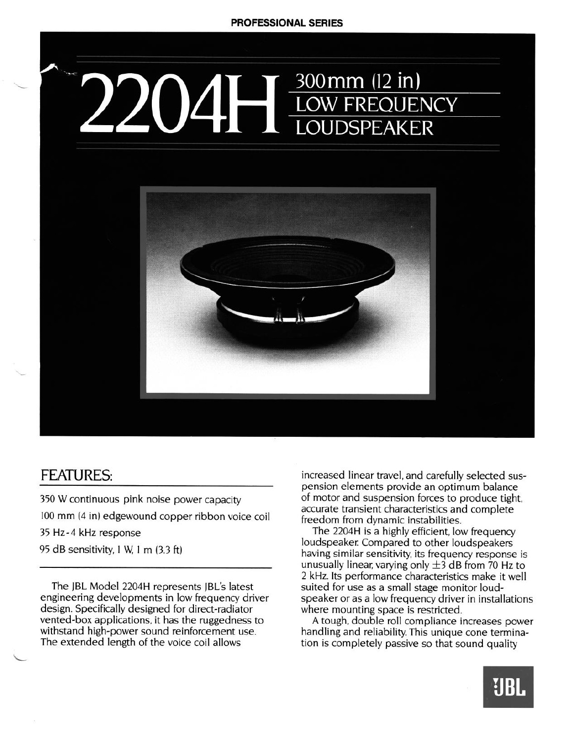PROFESSIONAL SERIES

# 2204H 300 mm (12 in) LOW FREQUENCY LOUDSPEAKER

## FEATURES:

350 W continuous pink noise power capacity

100 mm (4 in) edgewound copper ribbon voice coil

35 Hz - 4 kHz response

95 dB sensitivity, 1 W, 1 m (3.3 ft)

The JBL Model 2204H represents JBL's latest engineering developments in low frequency driver design. Specifically designed for direct-radiator vented-box applications, it has the ruggedness to withstand high-power sound reinforcement use. The extended length of the voice coil allows increased linear travel, and carefully selected suspension elements provide an optimum balance of motor and suspension forces to produce tight, accurate transient characteristics and complete freedom from dynamic instabilities.

The 2204H is a highly efficient, low frequency loudspeaker. Compared to other loudspeakers having similar sensitivity, its frequency response is unusually linear, varying only ±3 dB from 70 Hz to 2 kHz. Its performance characteristics make it well suited for use as a small stage monitor loudspeaker or as a low frequency driver in installations where mounting space is restricted.

A tough, double roll compliance increases power handling and reliability. This unique cone termination is completely passive so that sound quality

JBL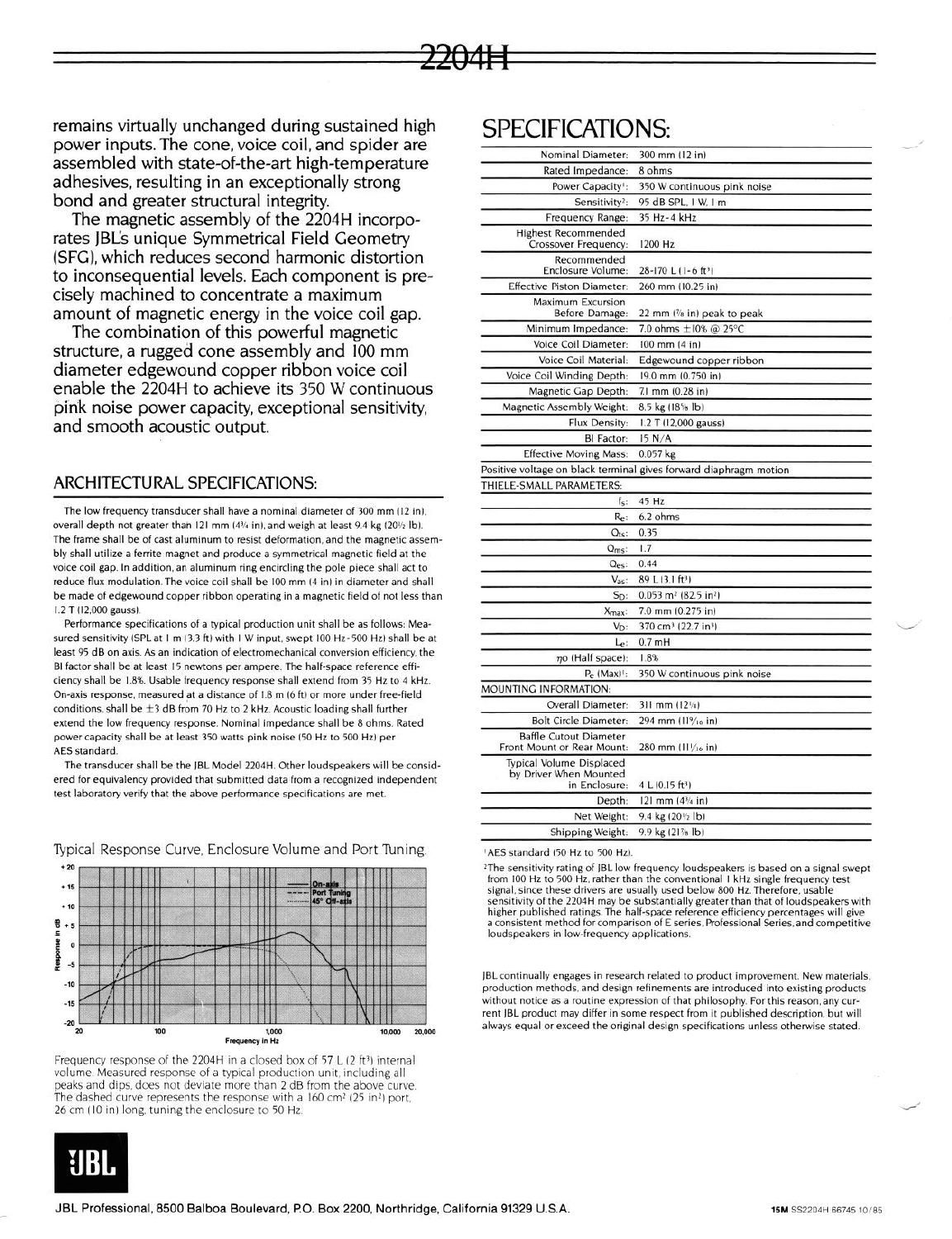remains virtually unchanged during sustained high power inputs. The cone, voice coil, and spider are assembled with state-of-the-art high-temperature adhesives, resulting in an exceptionally strong bond and greater structural integrity.

The magnetic assembly of the 2204H incorporates JBL's unique Symmetrical Field Geometry (SFG), which reduces second harmonic distortion to inconsequential levels. Each component is precisely machined to concentrate a maximum amount of magnetic energy in the voice coil gap.

The combination of this powerful magnetic structure, a rugged cone assembly and 100 mm diameter edgewound copper ribbon voice coil enable the 2204H to achieve its 350 W continuous pink noise power capacity, exceptional sensitivity, and smooth acoustic output.

## ARCHITECTURAL SPECIFICATIONS:

The low frequency transducer shall have a nominal diameter of 300 mm (12 in), overall depth not greater than 121 mm (4¾ in), and weigh at least 9.4 kg (20½ lb). The frame shall be of cast aluminum to resist deformation, and the magnetic assembly shall utilize a ferrite magnet and produce a symmetrical magnetic field at the voice coil gap. In addition, an aluminum ring encircling the pole piece shall act to reduce flux modulation. The voice coil shall be 100 mm (4 in) in diameter and shall be made of edgewound copper ribbon operating in a magnetic field of not less than 1.2 T (12,000 gauss).

Performance specifications of a typical production unit shall be as follows: Measured sensitivity (SPL at 1 m (3.3 ft) with 1 W input, swept 100 Hz-500 Hz) shall be at least 95 dB on axis. As an indication of electromechanical conversion efficiency, the Bl factor shall be at least 15 newtons per ampere. The half-space reference efficiency shall be 1.8%. Usable frequency response shall extend from 35 Hz to 4 kHz. On-axis response, measured at a distance of 1.8 m (6 ft) or more under free-field conditions, shall be ±3 dB from 70 Hz to 2 kHz. Acoustic loading shall further extend the low frequency response. Nominal impedance shall be 8 ohms. Rated power capacity shall be at least 350 watts pink noise (50 Hz to 500 Hz) per AES standard.

The transducer shall be the JBL Model 2204H. Other loudspeakers will be considered for equivalency provided that submitted data from a recognized independent test laboratory verify that the above performance specifications are met.

Typical Response Curve, Enclosure Volume and Port Tuning

+20
+15
+10
+5
0
-5
-10
-15
-20
Response in dB
20
100
1,000
10,000
20,000
Frequency in Hz
On-axis
Port Tuning
45° Off-axis

Frequency response of the 2204H in a closed box of 57 L (2 ft³) internal volume. Measured response of a typical production unit, including all peaks and dips, does not deviate more than 2 dB from the above curve. The dashed curve represents the response with a 160 cm² (25 in²) port, 26 cm (10 in) long, tuning the enclosure to 50 Hz.

# SPECIFICATIONS:

| | |
|---|---|
| Nominal Diameter: | 300 mm (12 in) |
| Rated Impedance: | 8 ohms |
| Power Capacity[1]: | 350 W continuous pink noise |
| Sensitivity[2]: | 95 dB SPL, 1 W, 1 m |
| Frequency Range: | 35 Hz - 4 kHz |
| Highest Recommended Crossover Frequency: | 1200 Hz |
| Recommended Enclosure Volume: | 28-170 L (1-6 ft³) |
| Effective Piston Diameter: | 260 mm (10.25 in) |
| Maximum Excursion Before Damage: | 22 mm (⅞ in) peak to peak |
| Minimum Impedance: | 7.0 ohms ±10% @ 25°C |
| Voice Coil Diameter: | 100 mm (4 in) |
| Voice Coil Material: | Edgewound copper ribbon |
| Voice Coil Winding Depth: | 19.0 mm (0.750 in) |
| Magnetic Gap Depth: | 7.1 mm (0.28 in) |
| Magnetic Assembly Weight: | 8.5 kg (18⅝ lb) |
| Flux Density: | 1.2 T (12,000 gauss) |
| Bl Factor: | 15 N/A |
| Effective Moving Mass: | 0.057 kg |
| Positive voltage on black terminal gives forward diaphragm motion | |
| **THIELE-SMALL PARAMETERS:** | |
| $f_s$: | 45 Hz |
| $R_e$: | 6.2 ohms |
| $Q_{ts}$: | 0.35 |
| $Q_{ms}$: | 1.7 |
| $Q_{es}$: | 0.44 |
| $V_{as}$: | 89 L (3.1 ft³) |
| $S_D$: | 0.053 m² (82.5 in²) |
| $X_{max}$: | 7.0 mm (0.275 in) |
| $V_D$: | 370 cm³ (22.7 in³) |
| $L_e$: | 0.7 mH |
| $\eta_0$ (Half space): | 1.8% |
| $P_e$ (Max)[1]: | 350 W continuous pink noise |
| **MOUNTING INFORMATION:** | |
| Overall Diameter: | 311 mm (12¼) |
| Bolt Circle Diameter: | 294 mm (11⁹⁄₁₆ in) |
| Baffle Cutout Diameter Front Mount or Rear Mount: | 280 mm (11¹⁄₁₆ in) |
| Typical Volume Displaced by Driver When Mounted in Enclosure: | 4 L (0.15 ft³) |
| Depth: | 121 mm (4¾ in) |
| Net Weight: | 9.4 kg (20½ lb) |
| Shipping Weight: | 9.9 kg (21⅞ lb) |

[1]AES standard (50 Hz to 500 Hz).

[2]The sensitivity rating of JBL low frequency loudspeakers is based on a signal swept from 100 Hz to 500 Hz, rather than the conventional 1 kHz single frequency test signal, since these drivers are usually used below 800 Hz. Therefore, usable sensitivity of the 2204H may be substantially greater than that of loudspeakers with higher published ratings. The half-space reference efficiency percentages will give a consistent method for comparison of E series, Professional Series, and competitive loudspeakers in low-frequency applications.

JBL continually engages in research related to product improvement. New materials, production methods, and design refinements are introduced into existing products without notice as a routine expression of that philosophy. For this reason, any current JBL product may differ in some respect from its published description, but will always equal or exceed the original design specifications unless otherwise stated.

JBL

JBL Professional, 8500 Balboa Boulevard, P.O. Box 2200, Northridge, California 91329 U.S.A.

15M SS2204H 66745 10/85